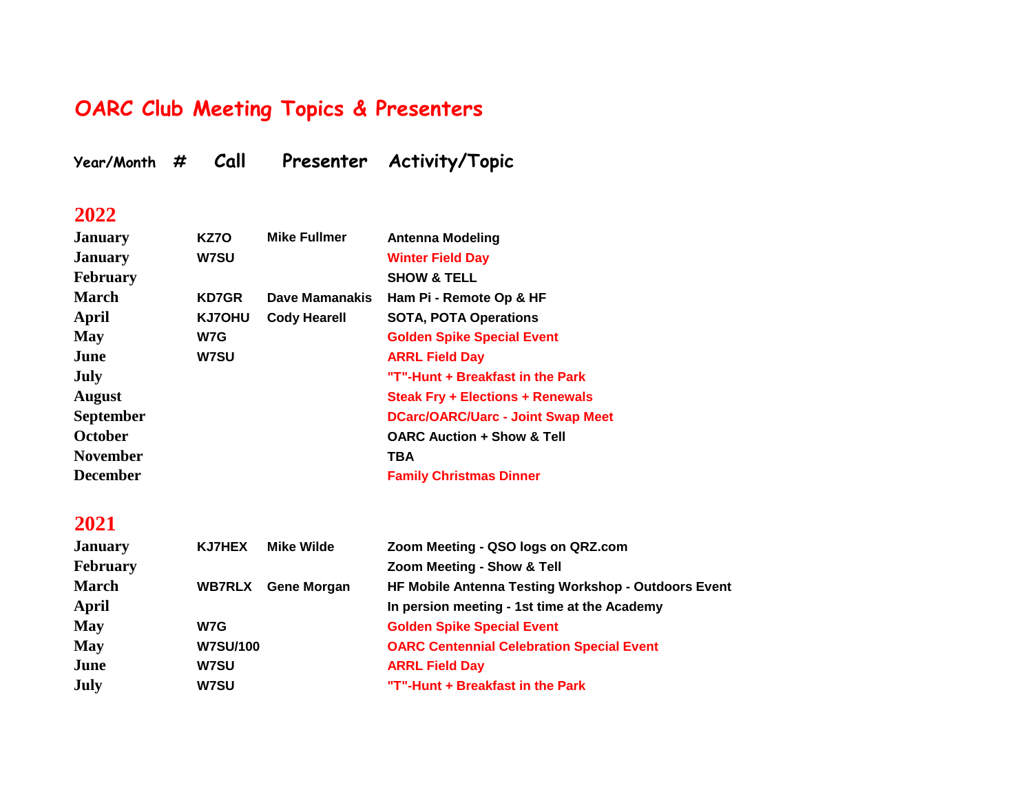# OARC Club Meeting Topics & Presenters

| Year/Month | # | Call | Presenter | Activity/Topic |
|---|---|---|---|---|
| **2022** | | | | |
| January | | KZ7O | Mike Fullmer | Antenna Modeling |
| January | | W7SU | | Winter Field Day |
| February | | | | SHOW & TELL |
| March | | KD7GR | Dave Mamanakis | Ham Pi - Remote Op & HF |
| April | | KJ7OHU | Cody Hearell | SOTA, POTA Operations |
| May | | W7G | | Golden Spike Special Event |
| June | | W7SU | | ARRL Field Day |
| July | | | | "T"-Hunt + Breakfast in the Park |
| August | | | | Steak Fry + Elections + Renewals |
| September | | | | DCarc/OARC/Uarc - Joint Swap Meet |
| October | | | | OARC Auction + Show & Tell |
| November | | | | TBA |
| December | | | | Family Christmas Dinner |
| **2021** | | | | |
| January | | KJ7HEX | Mike Wilde | Zoom Meeting - QSO logs on QRZ.com |
| February | | | | Zoom Meeting - Show & Tell |
| March | | WB7RLX | Gene Morgan | HF Mobile Antenna Testing Workshop - Outdoors Event |
| April | | | | In persion meeting - 1st time at the Academy |
| May | | W7G | | Golden Spike Special Event |
| May | | W7SU/100 | | OARC Centennial Celebration Special Event |
| June | | W7SU | | ARRL Field Day |
| July | | W7SU | | "T"-Hunt + Breakfast in the Park |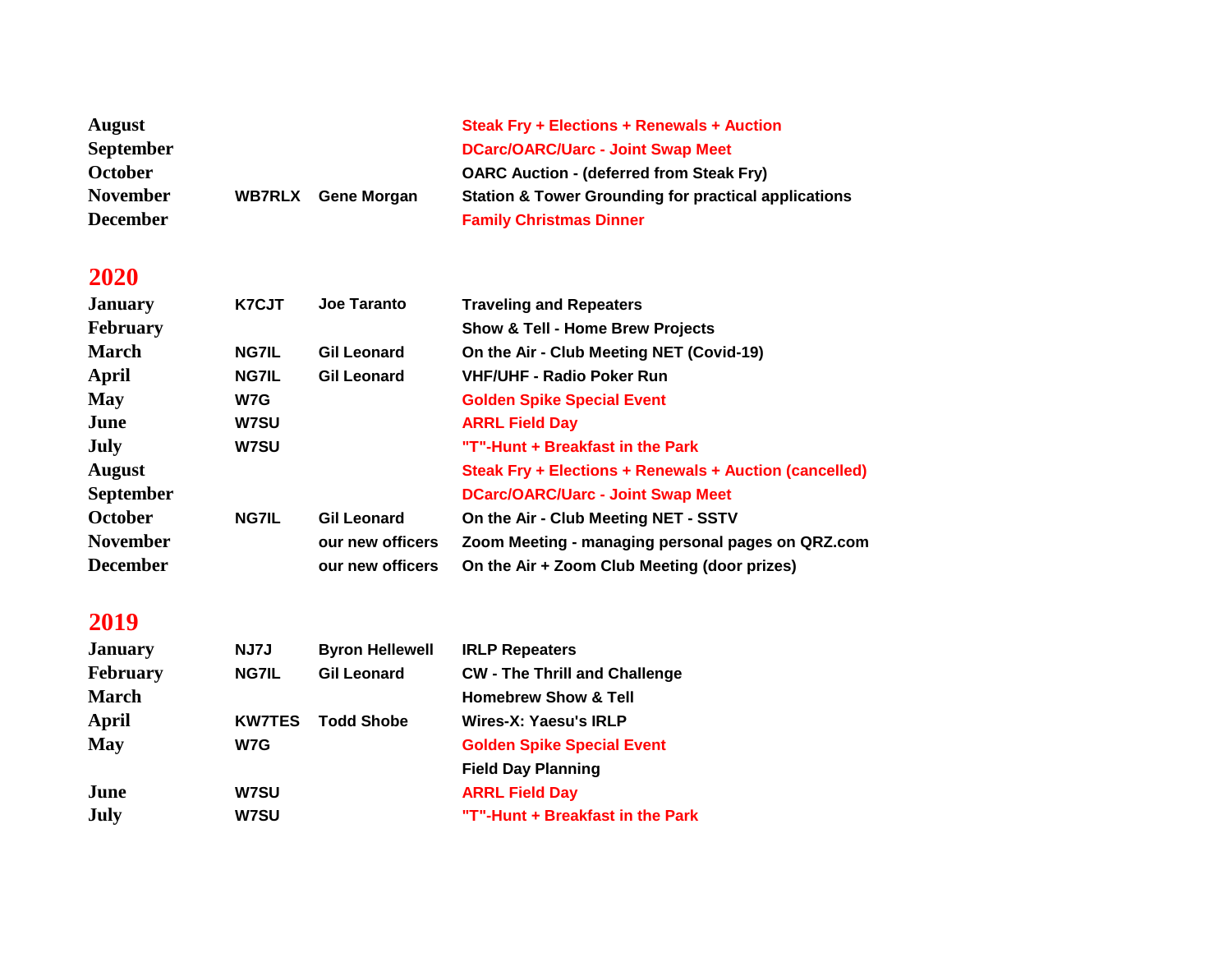| | | | |
|---|---|---|---|
| **August** | | | **Steak Fry + Elections + Renewals + Auction** |
| **September** | | | **DCarc/OARC/Uarc - Joint Swap Meet** |
| **October** | | | **OARC Auction - (deferred from Steak Fry)** |
| **November** | **WB7RLX** | **Gene Morgan** | **Station & Tower Grounding for practical applications** |
| **December** | | | **Family Christmas Dinner** |

## 2020

| | | | |
|---|---|---|---|
| **January** | **K7CJT** | **Joe Taranto** | **Traveling and Repeaters** |
| **February** | | | **Show & Tell - Home Brew Projects** |
| **March** | **NG7IL** | **Gil Leonard** | **On the Air - Club Meeting NET (Covid-19)** |
| **April** | **NG7IL** | **Gil Leonard** | **VHF/UHF - Radio Poker Run** |
| **May** | **W7G** | | **Golden Spike Special Event** |
| **June** | **W7SU** | | **ARRL Field Day** |
| **July** | **W7SU** | | **"T"-Hunt + Breakfast in the Park** |
| **August** | | | **Steak Fry + Elections + Renewals + Auction (cancelled)** |
| **September** | | | **DCarc/OARC/Uarc - Joint Swap Meet** |
| **October** | **NG7IL** | **Gil Leonard** | **On the Air - Club Meeting NET - SSTV** |
| **November** | | **our new officers** | **Zoom Meeting - managing personal pages on QRZ.com** |
| **December** | | **our new officers** | **On the Air + Zoom Club Meeting (door prizes)** |

## 2019

| | | | |
|---|---|---|---|
| **January** | **NJ7J** | **Byron Hellewell** | **IRLP Repeaters** |
| **February** | **NG7IL** | **Gil Leonard** | **CW - The Thrill and Challenge** |
| **March** | | | **Homebrew Show & Tell** |
| **April** | **KW7TES** | **Todd Shobe** | **Wires-X: Yaesu's IRLP** |
| **May** | **W7G** | | **Golden Spike Special Event** |
| | | | **Field Day Planning** |
| **June** | **W7SU** | | **ARRL Field Day** |
| **July** | **W7SU** | | **"T"-Hunt + Breakfast in the Park** |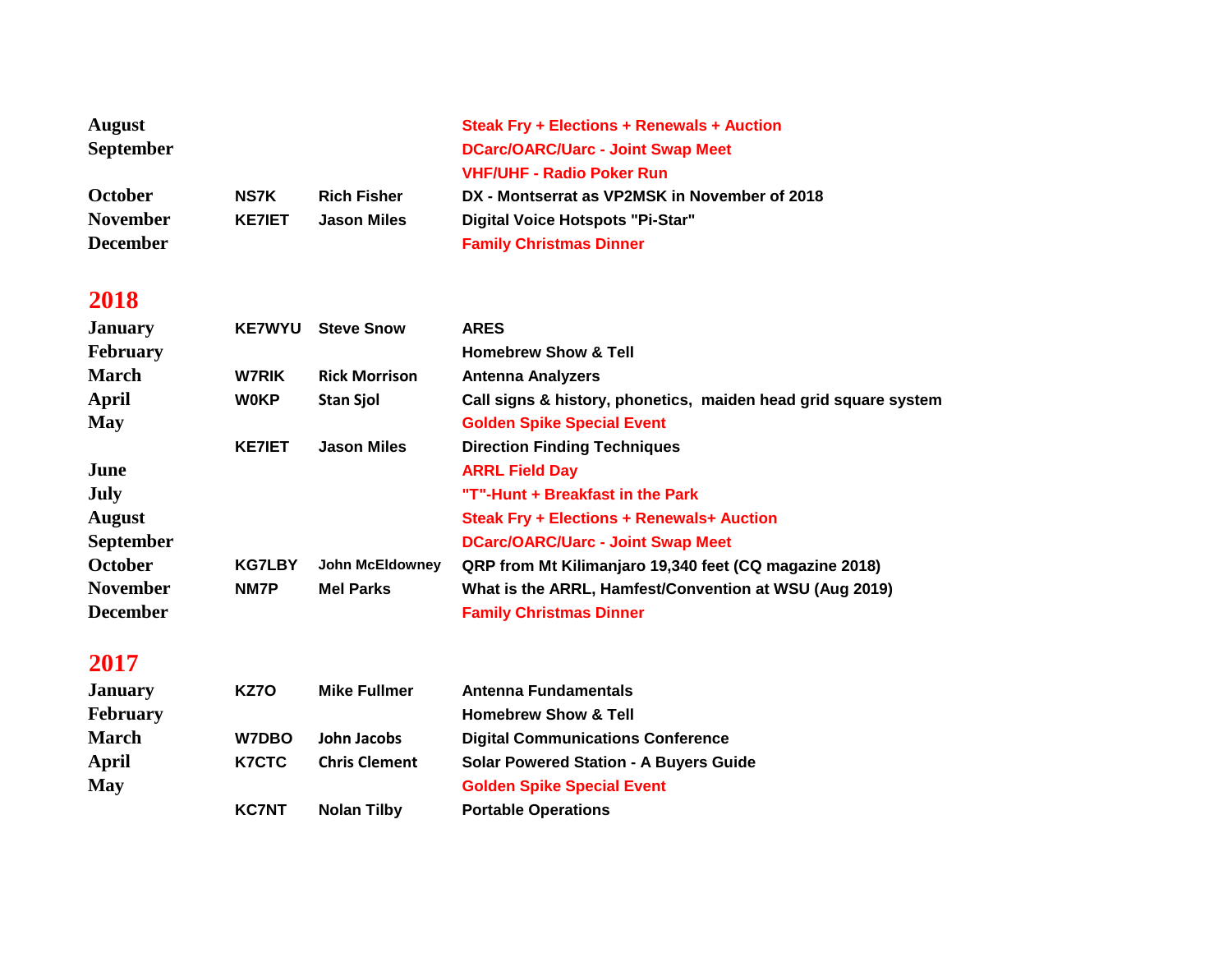| | | | |
|---|---|---|---|
| **August** | | | **Steak Fry + Elections + Renewals + Auction** |
| **September** | | | **DCarc/OARC/Uarc - Joint Swap Meet** |
| | | | **VHF/UHF - Radio Poker Run** |
| **October** | **NS7K** | **Rich Fisher** | **DX - Montserrat as VP2MSK in November of 2018** |
| **November** | **KE7IET** | **Jason Miles** | **Digital Voice Hotspots "Pi-Star"** |
| **December** | | | **Family Christmas Dinner** |

## 2018

| | | | |
|---|---|---|---|
| **January** | **KE7WYU** | **Steve Snow** | **ARES** |
| **February** | | | **Homebrew Show & Tell** |
| **March** | **W7RIK** | **Rick Morrison** | **Antenna Analyzers** |
| **April** | **W0KP** | **Stan Sjol** | **Call signs & history, phonetics, maiden head grid square system** |
| **May** | | | **Golden Spike Special Event** |
| | **KE7IET** | **Jason Miles** | **Direction Finding Techniques** |
| **June** | | | **ARRL Field Day** |
| **July** | | | **"T"-Hunt + Breakfast in the Park** |
| **August** | | | **Steak Fry + Elections + Renewals+ Auction** |
| **September** | | | **DCarc/OARC/Uarc - Joint Swap Meet** |
| **October** | **KG7LBY** | **John McEldowney** | **QRP from Mt Kilimanjaro 19,340 feet (CQ magazine 2018)** |
| **November** | **NM7P** | **Mel Parks** | **What is the ARRL, Hamfest/Convention at WSU (Aug 2019)** |
| **December** | | | **Family Christmas Dinner** |

## 2017

| | | | |
|---|---|---|---|
| **January** | **KZ7O** | **Mike Fullmer** | **Antenna Fundamentals** |
| **February** | | | **Homebrew Show & Tell** |
| **March** | **W7DBO** | **John Jacobs** | **Digital Communications Conference** |
| **April** | **K7CTC** | **Chris Clement** | **Solar Powered Station - A Buyers Guide** |
| **May** | | | **Golden Spike Special Event** |
| | **KC7NT** | **Nolan Tilby** | **Portable Operations** |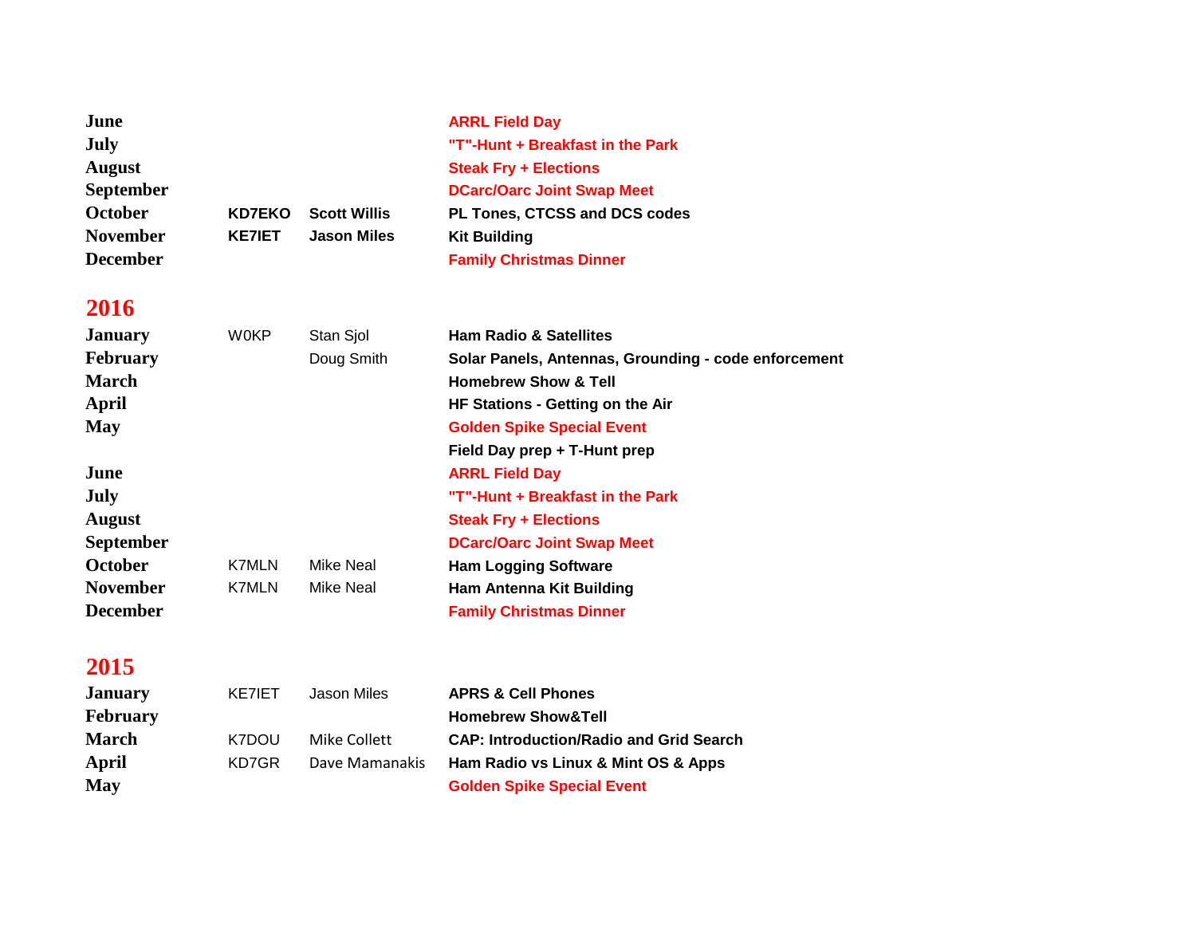| | | | |
|---|---|---|---|
| **June** | | | **ARRL Field Day** |
| **July** | | | **"T"-Hunt + Breakfast in the Park** |
| **August** | | | **Steak Fry + Elections** |
| **September** | | | **DCarc/Oarc Joint Swap Meet** |
| **October** | **KD7EKO** | **Scott Willis** | **PL Tones, CTCSS and DCS codes** |
| **November** | **KE7IET** | **Jason Miles** | **Kit Building** |
| **December** | | | **Family Christmas Dinner** |

## 2016

| | | | |
|---|---|---|---|
| **January** | W0KP | Stan Sjol | **Ham Radio & Satellites** |
| **February** | | Doug Smith | **Solar Panels, Antennas, Grounding - code enforcement** |
| **March** | | | **Homebrew Show & Tell** |
| **April** | | | **HF Stations - Getting on the Air** |
| **May** | | | **Golden Spike Special Event** |
| | | | **Field Day prep + T-Hunt prep** |
| **June** | | | **ARRL Field Day** |
| **July** | | | **"T"-Hunt + Breakfast in the Park** |
| **August** | | | **Steak Fry + Elections** |
| **September** | | | **DCarc/Oarc Joint Swap Meet** |
| **October** | K7MLN | Mike Neal | **Ham Logging Software** |
| **November** | K7MLN | Mike Neal | **Ham Antenna Kit Building** |
| **December** | | | **Family Christmas Dinner** |

## 2015

| | | | |
|---|---|---|---|
| **January** | KE7IET | Jason Miles | **APRS & Cell Phones** |
| **February** | | | **Homebrew Show&Tell** |
| **March** | K7DOU | Mike Collett | **CAP: Introduction/Radio and Grid Search** |
| **April** | KD7GR | Dave Mamanakis | **Ham Radio vs Linux & Mint OS & Apps** |
| **May** | | | **Golden Spike Special Event** |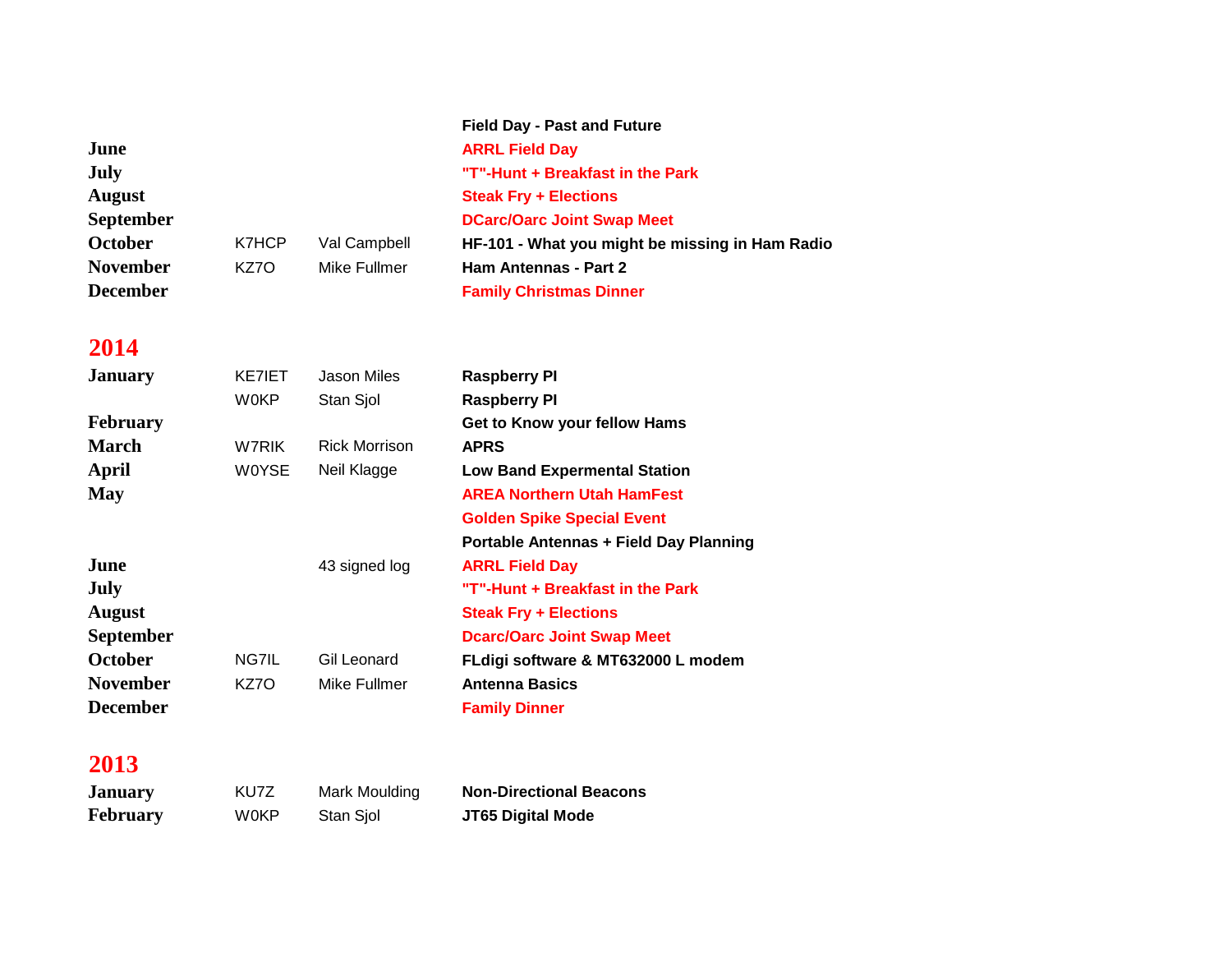| | | | |
|---|---|---|---|
| | | | **Field Day - Past and Future** |
| **June** | | | **ARRL Field Day** |
| **July** | | | **"T"-Hunt + Breakfast in the Park** |
| **August** | | | **Steak Fry + Elections** |
| **September** | | | **DCarc/Oarc Joint Swap Meet** |
| **October** | K7HCP | Val Campbell | **HF-101 - What you might be missing in Ham Radio** |
| **November** | KZ7O | Mike Fullmer | **Ham Antennas - Part 2** |
| **December** | | | **Family Christmas Dinner** |

## 2014

| | | | |
|---|---|---|---|
| **January** | KE7IET | Jason Miles | **Raspberry PI** |
| | W0KP | Stan Sjol | **Raspberry PI** |
| **February** | | | **Get to Know your fellow Hams** |
| **March** | W7RIK | Rick Morrison | **APRS** |
| **April** | W0YSE | Neil Klagge | **Low Band Expermental Station** |
| **May** | | | **AREA Northern Utah HamFest** |
| | | | **Golden Spike Special Event** |
| | | | **Portable Antennas + Field Day Planning** |
| **June** | | 43 signed log | **ARRL Field Day** |
| **July** | | | **"T"-Hunt + Breakfast in the Park** |
| **August** | | | **Steak Fry + Elections** |
| **September** | | | **Dcarc/Oarc Joint Swap Meet** |
| **October** | NG7IL | Gil Leonard | **FLdigi software & MT632000 L modem** |
| **November** | KZ7O | Mike Fullmer | **Antenna Basics** |
| **December** | | | **Family Dinner** |

## 2013

| | | | |
|---|---|---|---|
| **January** | KU7Z | Mark Moulding | **Non-Directional Beacons** |
| **February** | W0KP | Stan Sjol | **JT65 Digital Mode** |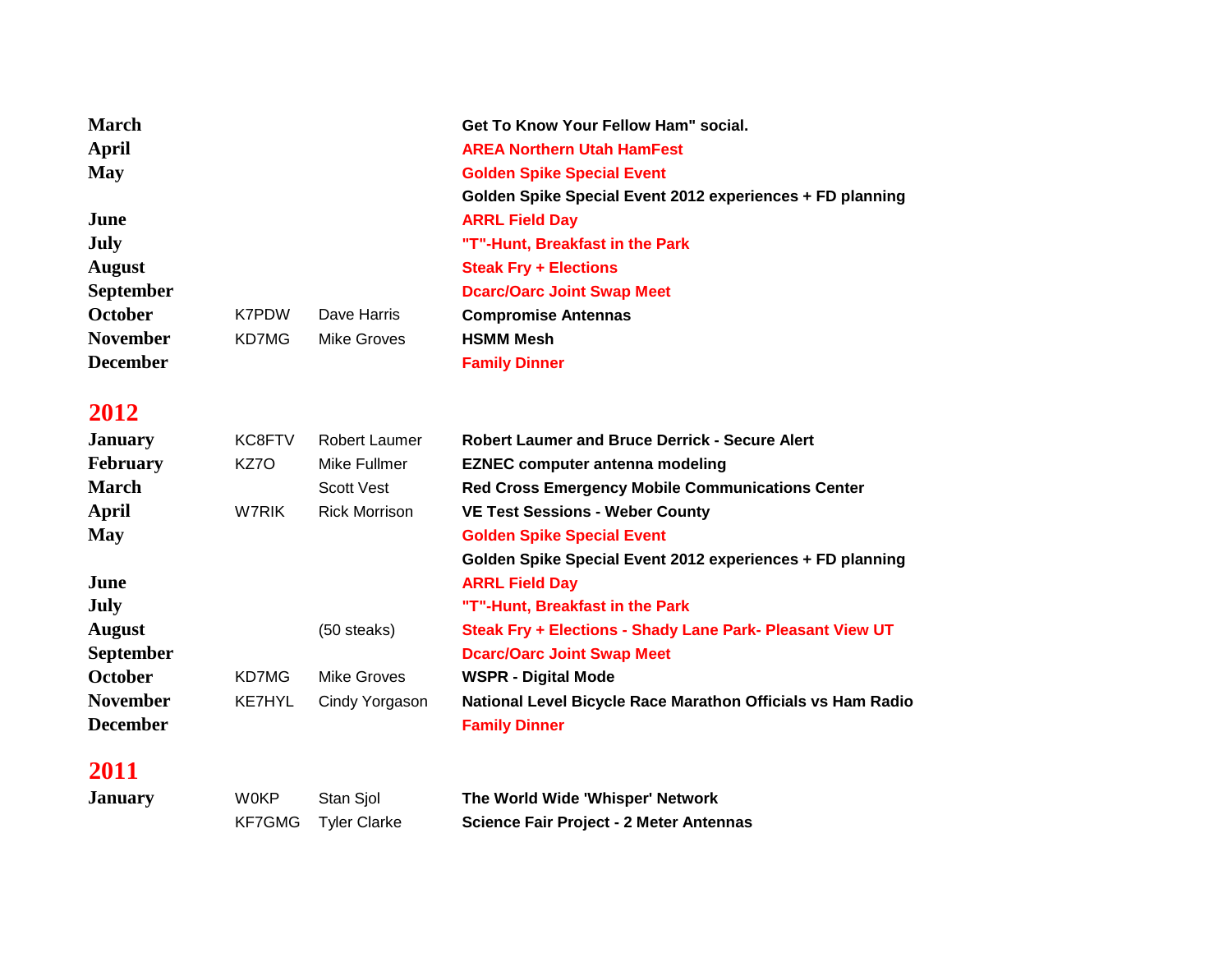| Month | Call | Name | Topic |
|---|---|---|---|
| **March** | | | **Get To Know Your Fellow Ham" social.** |
| **April** | | | **AREA Northern Utah HamFest** |
| **May** | | | **Golden Spike Special Event** |
| | | | **Golden Spike Special Event 2012 experiences + FD planning** |
| **June** | | | **ARRL Field Day** |
| **July** | | | **"T"-Hunt, Breakfast in the Park** |
| **August** | | | **Steak Fry + Elections** |
| **September** | | | **Dcarc/Oarc Joint Swap Meet** |
| **October** | K7PDW | Dave Harris | **Compromise Antennas** |
| **November** | KD7MG | Mike Groves | **HSMM Mesh** |
| **December** | | | **Family Dinner** |

## 2012

| Month | Call | Name | Topic |
|---|---|---|---|
| **January** | KC8FTV | Robert Laumer | **Robert Laumer and Bruce Derrick - Secure Alert** |
| **February** | KZ7O | Mike Fullmer | **EZNEC computer antenna modeling** |
| **March** | | Scott Vest | **Red Cross Emergency Mobile Communications Center** |
| **April** | W7RIK | Rick Morrison | **VE Test Sessions - Weber County** |
| **May** | | | **Golden Spike Special Event** |
| | | | **Golden Spike Special Event 2012 experiences + FD planning** |
| **June** | | | **ARRL Field Day** |
| **July** | | | **"T"-Hunt, Breakfast in the Park** |
| **August** | | (50 steaks) | **Steak Fry + Elections - Shady Lane Park- Pleasant View UT** |
| **September** | | | **Dcarc/Oarc Joint Swap Meet** |
| **October** | KD7MG | Mike Groves | **WSPR - Digital Mode** |
| **November** | KE7HYL | Cindy Yorgason | **National Level Bicycle Race Marathon Officials vs Ham Radio** |
| **December** | | | **Family Dinner** |

## 2011

| Month | Call | Name | Topic |
|---|---|---|---|
| **January** | W0KP | Stan Sjol | **The World Wide 'Whisper' Network** |
| | KF7GMG | Tyler Clarke | **Science Fair Project - 2 Meter Antennas** |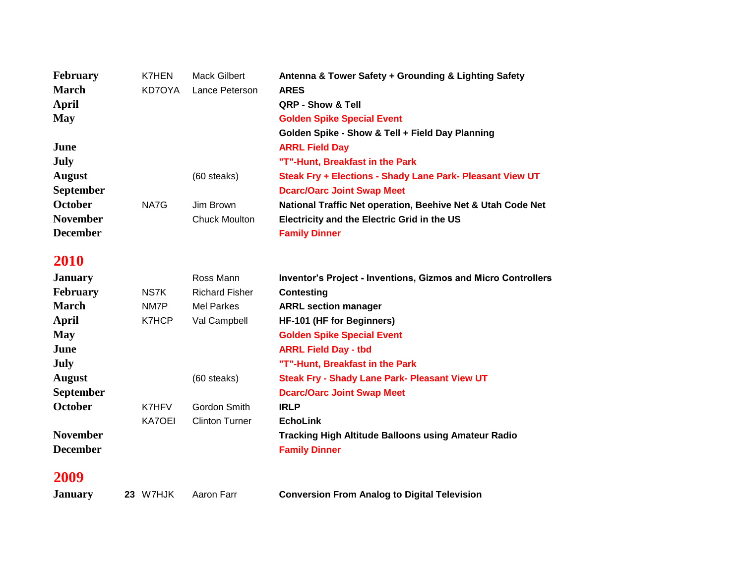| | | | |
|---|---|---|---|
| **February** | K7HEN | Mack Gilbert | **Antenna & Tower Safety + Grounding & Lighting Safety** |
| **March** | KD7OYA | Lance Peterson | **ARES** |
| **April** | | | **QRP - Show & Tell** |
| **May** | | | **Golden Spike Special Event** |
| | | | **Golden Spike - Show & Tell + Field Day Planning** |
| **June** | | | **ARRL Field Day** |
| **July** | | | **"T"-Hunt, Breakfast in the Park** |
| **August** | | (60 steaks) | **Steak Fry + Elections - Shady Lane Park- Pleasant View UT** |
| **September** | | | **Dcarc/Oarc Joint Swap Meet** |
| **October** | NA7G | Jim Brown | **National Traffic Net operation, Beehive Net & Utah Code Net** |
| **November** | | Chuck Moulton | **Electricity and the Electric Grid in the US** |
| **December** | | | **Family Dinner** |

## 2010

| | | | |
|---|---|---|---|
| **January** | | Ross Mann | **Inventor's Project - Inventions, Gizmos and Micro Controllers** |
| **February** | NS7K | Richard Fisher | **Contesting** |
| **March** | NM7P | Mel Parkes | **ARRL section manager** |
| **April** | K7HCP | Val Campbell | **HF-101 (HF for Beginners)** |
| **May** | | | **Golden Spike Special Event** |
| **June** | | | **ARRL Field Day - tbd** |
| **July** | | | **"T"-Hunt, Breakfast in the Park** |
| **August** | | (60 steaks) | **Steak Fry - Shady Lane Park- Pleasant View UT** |
| **September** | | | **Dcarc/Oarc Joint Swap Meet** |
| **October** | K7HFV | Gordon Smith | **IRLP** |
| | KA7OEI | Clinton Turner | **EchoLink** |
| **November** | | | **Tracking High Altitude Balloons using Amateur Radio** |
| **December** | | | **Family Dinner** |

## 2009

| | | | |
|---|---|---|---|
| **January** | **23** W7HJK | Aaron Farr | **Conversion From Analog to Digital Television** |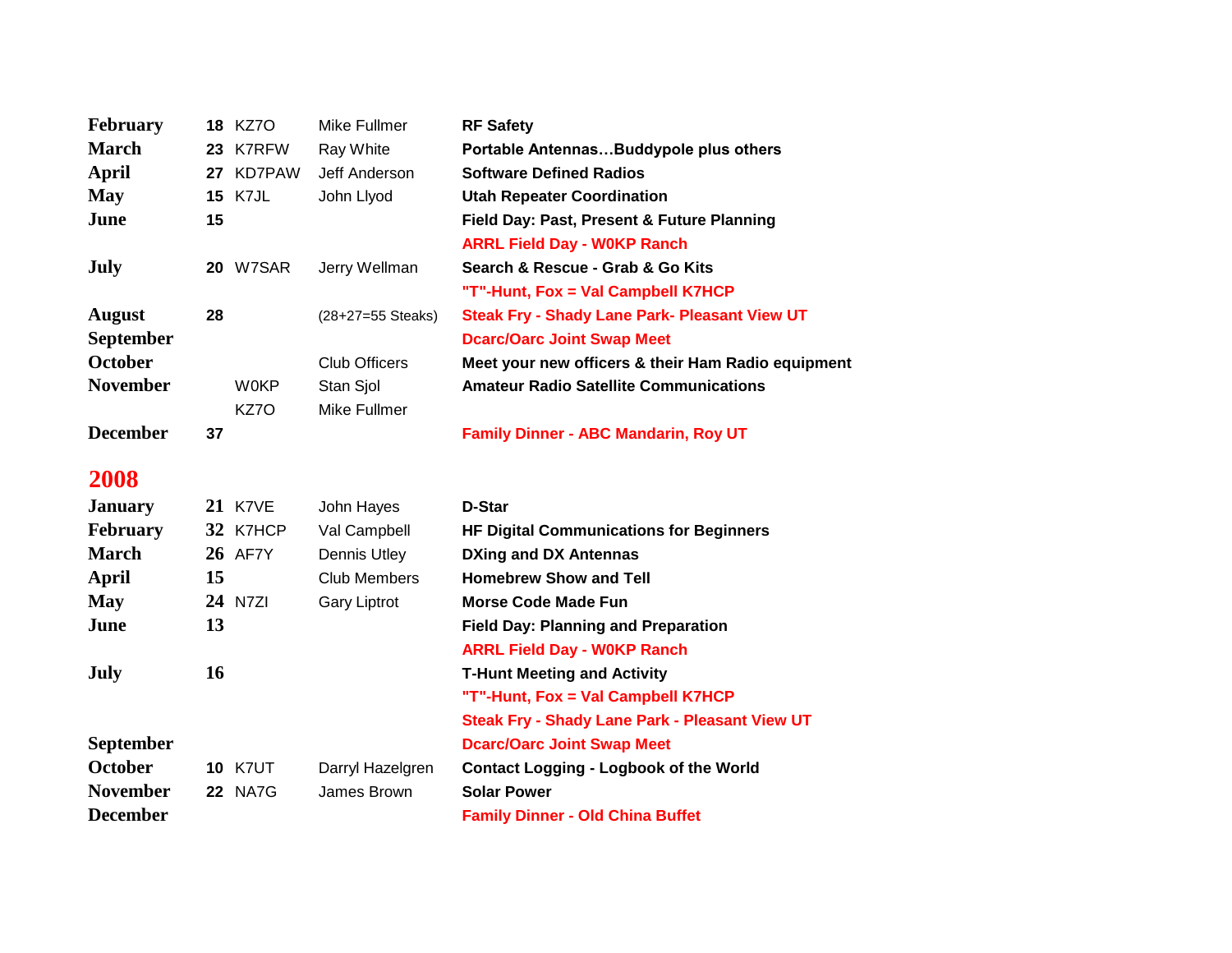| | | | | |
|---|---|---|---|---|
| **February** | **18** | KZ7O | Mike Fullmer | **RF Safety** |
| **March** | **23** | K7RFW | Ray White | **Portable Antennas…Buddypole plus others** |
| **April** | **27** | KD7PAW | Jeff Anderson | **Software Defined Radios** |
| **May** | **15** | K7JL | John Llyod | **Utah Repeater Coordination** |
| **June** | **15** | | | **Field Day: Past, Present & Future Planning** |
| | | | | **ARRL Field Day - W0KP Ranch** |
| **July** | **20** | W7SAR | Jerry Wellman | **Search & Rescue - Grab & Go Kits** |
| | | | | **"T"-Hunt, Fox = Val Campbell K7HCP** |
| **August** | **28** | | (28+27=55 Steaks) | **Steak Fry - Shady Lane Park- Pleasant View UT** |
| **September** | | | | **Dcarc/Oarc Joint Swap Meet** |
| **October** | | | Club Officers | **Meet your new officers & their Ham Radio equipment** |
| **November** | | W0KP | Stan Sjol | **Amateur Radio Satellite Communications** |
| | | KZ7O | Mike Fullmer | |
| **December** | **37** | | | **Family Dinner - ABC Mandarin, Roy UT** |

## 2008

| | | | | |
|---|---|---|---|---|
| **January** | **21** | K7VE | John Hayes | **D-Star** |
| **February** | **32** | K7HCP | Val Campbell | **HF Digital Communications for Beginners** |
| **March** | **26** | AF7Y | Dennis Utley | **DXing and DX Antennas** |
| **April** | **15** | | Club Members | **Homebrew Show and Tell** |
| **May** | **24** | N7ZI | Gary Liptrot | **Morse Code Made Fun** |
| **June** | **13** | | | **Field Day: Planning and Preparation** |
| | | | | **ARRL Field Day - W0KP Ranch** |
| **July** | **16** | | | **T-Hunt Meeting and Activity** |
| | | | | **"T"-Hunt, Fox = Val Campbell K7HCP** |
| | | | | **Steak Fry - Shady Lane Park - Pleasant View UT** |
| **September** | | | | **Dcarc/Oarc Joint Swap Meet** |
| **October** | **10** | K7UT | Darryl Hazelgren | **Contact Logging - Logbook of the World** |
| **November** | **22** | NA7G | James Brown | **Solar Power** |
| **December** | | | | **Family Dinner - Old China Buffet** |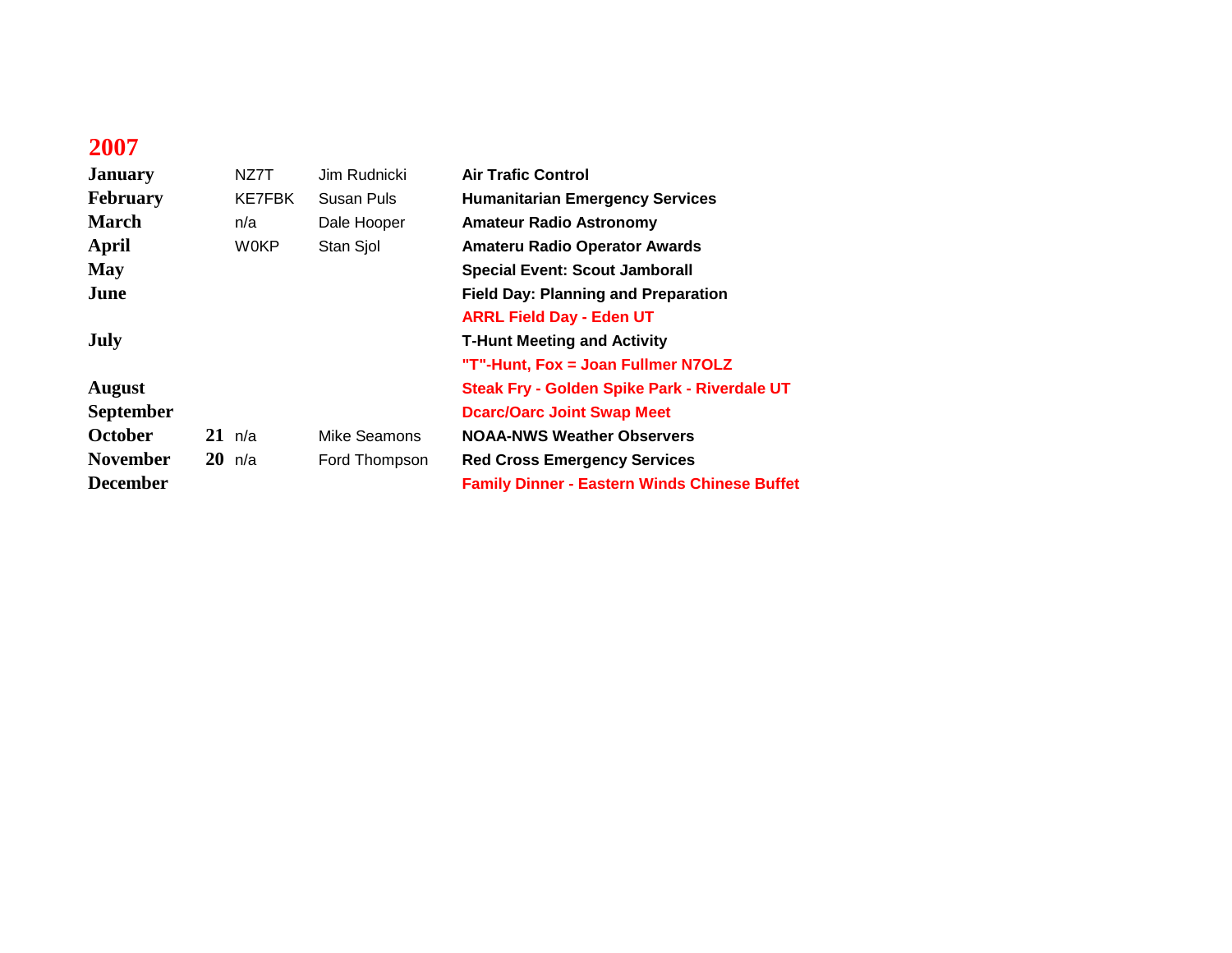## 2007

| | | | | |
|---|---|---|---|---|
| **January** | | NZ7T | Jim Rudnicki | **Air Trafic Control** |
| **February** | | KE7FBK | Susan Puls | **Humanitarian Emergency Services** |
| **March** | | n/a | Dale Hooper | **Amateur Radio Astronomy** |
| **April** | | W0KP | Stan Sjol | **Amateru Radio Operator Awards** |
| **May** | | | | **Special Event: Scout Jamborall** |
| **June** | | | | **Field Day: Planning and Preparation** |
| | | | | **ARRL Field Day - Eden UT** |
| **July** | | | | **T-Hunt Meeting and Activity** |
| | | | | **"T"-Hunt, Fox = Joan Fullmer N7OLZ** |
| **August** | | | | **Steak Fry - Golden Spike Park - Riverdale UT** |
| **September** | | | | **Dcarc/Oarc Joint Swap Meet** |
| **October** | **21** | n/a | Mike Seamons | **NOAA-NWS Weather Observers** |
| **November** | **20** | n/a | Ford Thompson | **Red Cross Emergency Services** |
| **December** | | | | **Family Dinner - Eastern Winds Chinese Buffet** |